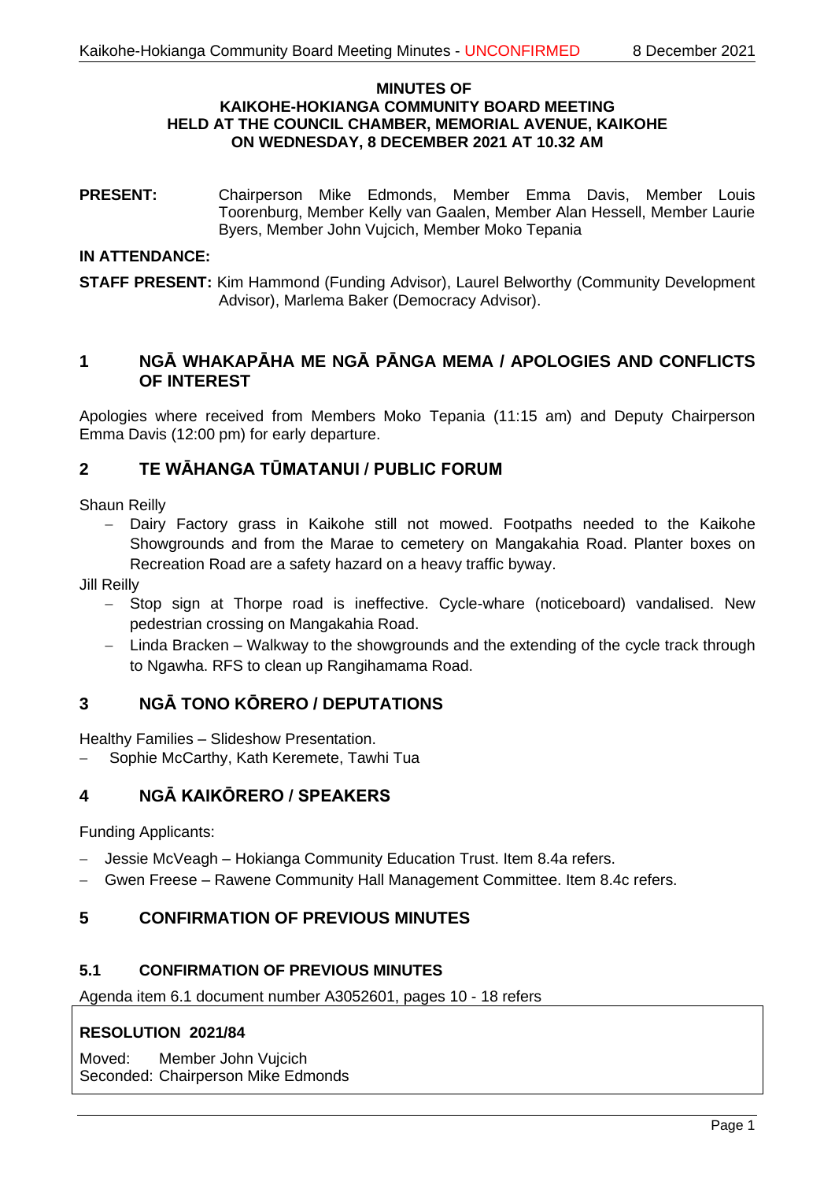**MINUTES OF**
**KAIKOHE-HOKIANGA COMMUNITY BOARD MEETING**
**HELD AT THE COUNCIL CHAMBER, MEMORIAL AVENUE, KAIKOHE**
**ON WEDNESDAY, 8 DECEMBER 2021 AT 10.32 AM**

**PRESENT:** Chairperson Mike Edmonds, Member Emma Davis, Member Louis Toorenburg, Member Kelly van Gaalen, Member Alan Hessell, Member Laurie Byers, Member John Vujcich, Member Moko Tepania

**IN ATTENDANCE:**

**STAFF PRESENT:** Kim Hammond (Funding Advisor), Laurel Belworthy (Community Development Advisor), Marlema Baker (Democracy Advisor).

## 1 NGĀ WHAKAPĀHA ME NGĀ PĀNGA MEMA / APOLOGIES AND CONFLICTS OF INTEREST

Apologies where received from Members Moko Tepania (11:15 am) and Deputy Chairperson Emma Davis (12:00 pm) for early departure.

## 2 TE WĀHANGA TŪMATANUI / PUBLIC FORUM

Shaun Reilly

- Dairy Factory grass in Kaikohe still not mowed. Footpaths needed to the Kaikohe Showgrounds and from the Marae to cemetery on Mangakahia Road. Planter boxes on Recreation Road are a safety hazard on a heavy traffic byway.

Jill Reilly

- Stop sign at Thorpe road is ineffective. Cycle-whare (noticeboard) vandalised. New pedestrian crossing on Mangakahia Road.
- Linda Bracken – Walkway to the showgrounds and the extending of the cycle track through to Ngawha. RFS to clean up Rangihamama Road.

## 3 NGĀ TONO KŌRERO / DEPUTATIONS

Healthy Families – Slideshow Presentation.

- Sophie McCarthy, Kath Keremete, Tawhi Tua

## 4 NGĀ KAIKŌRERO / SPEAKERS

Funding Applicants:

- Jessie McVeagh – Hokianga Community Education Trust. Item 8.4a refers.
- Gwen Freese – Rawene Community Hall Management Committee. Item 8.4c refers.

## 5 CONFIRMATION OF PREVIOUS MINUTES

### 5.1 CONFIRMATION OF PREVIOUS MINUTES

Agenda item 6.1 document number A3052601, pages 10 - 18 refers

**RESOLUTION 2021/84**

Moved: Member John Vujcich
Seconded: Chairperson Mike Edmonds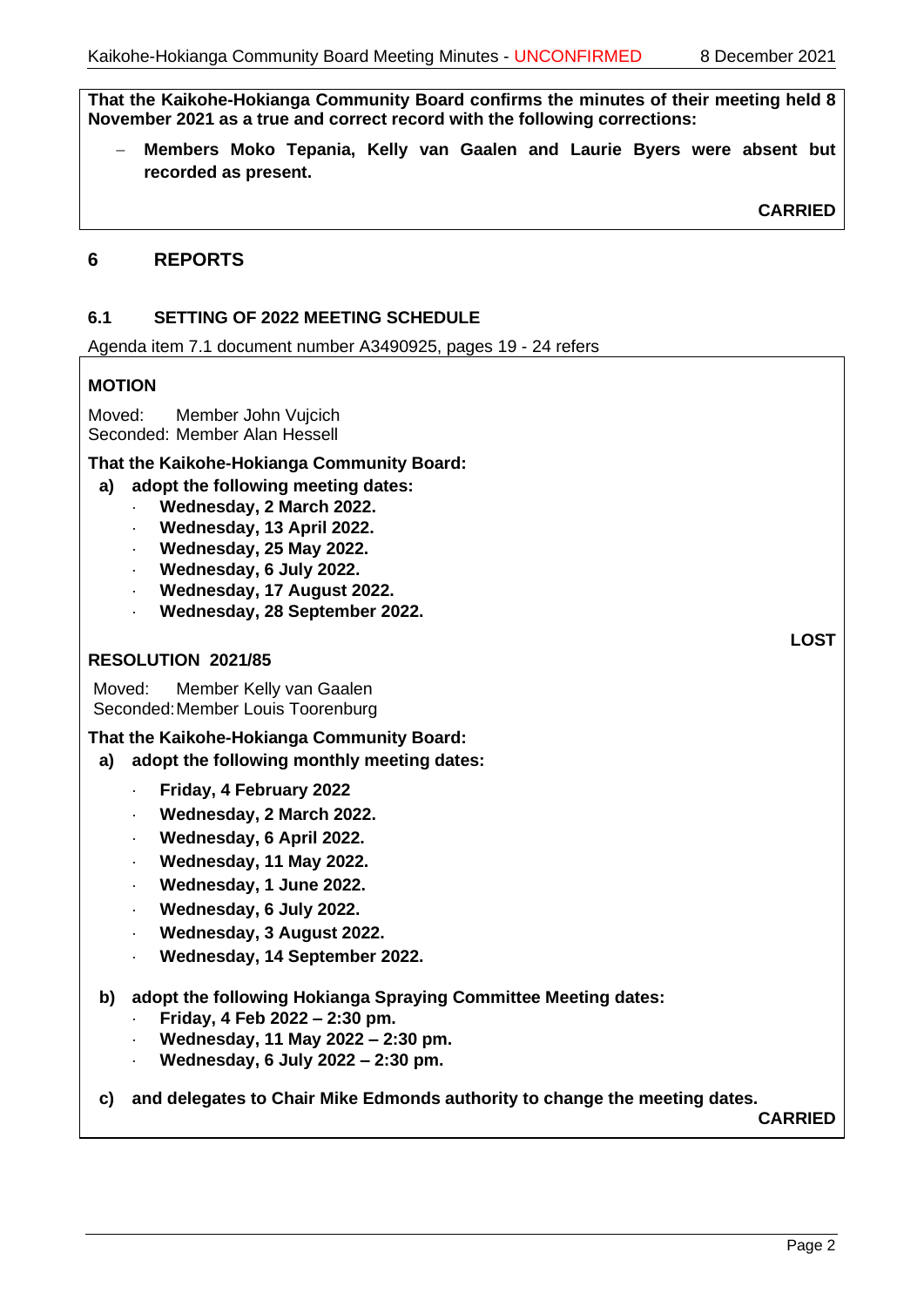**That the Kaikohe-Hokianga Community Board confirms the minutes of their meeting held 8 November 2021 as a true and correct record with the following corrections:**

- **Members Moko Tepania, Kelly van Gaalen and Laurie Byers were absent but recorded as present.**

**CARRIED**

## 6 REPORTS

### 6.1 SETTING OF 2022 MEETING SCHEDULE

Agenda item 7.1 document number A3490925, pages 19 - 24 refers

**MOTION**

Moved: Member John Vujcich
Seconded: Member Alan Hessell

**That the Kaikohe-Hokianga Community Board:**

**a) adopt the following meeting dates:**
- **Wednesday, 2 March 2022.**
- **Wednesday, 13 April 2022.**
- **Wednesday, 25 May 2022.**
- **Wednesday, 6 July 2022.**
- **Wednesday, 17 August 2022.**
- **Wednesday, 28 September 2022.**

**LOST**

**RESOLUTION 2021/85**

Moved: Member Kelly van Gaalen
Seconded: Member Louis Toorenburg

**That the Kaikohe-Hokianga Community Board:**

**a) adopt the following monthly meeting dates:**
- **Friday, 4 February 2022**
- **Wednesday, 2 March 2022.**
- **Wednesday, 6 April 2022.**
- **Wednesday, 11 May 2022.**
- **Wednesday, 1 June 2022.**
- **Wednesday, 6 July 2022.**
- **Wednesday, 3 August 2022.**
- **Wednesday, 14 September 2022.**

**b) adopt the following Hokianga Spraying Committee Meeting dates:**
- **Friday, 4 Feb 2022 – 2:30 pm.**
- **Wednesday, 11 May 2022 – 2:30 pm.**
- **Wednesday, 6 July 2022 – 2:30 pm.**

**c) and delegates to Chair Mike Edmonds authority to change the meeting dates.**

**CARRIED**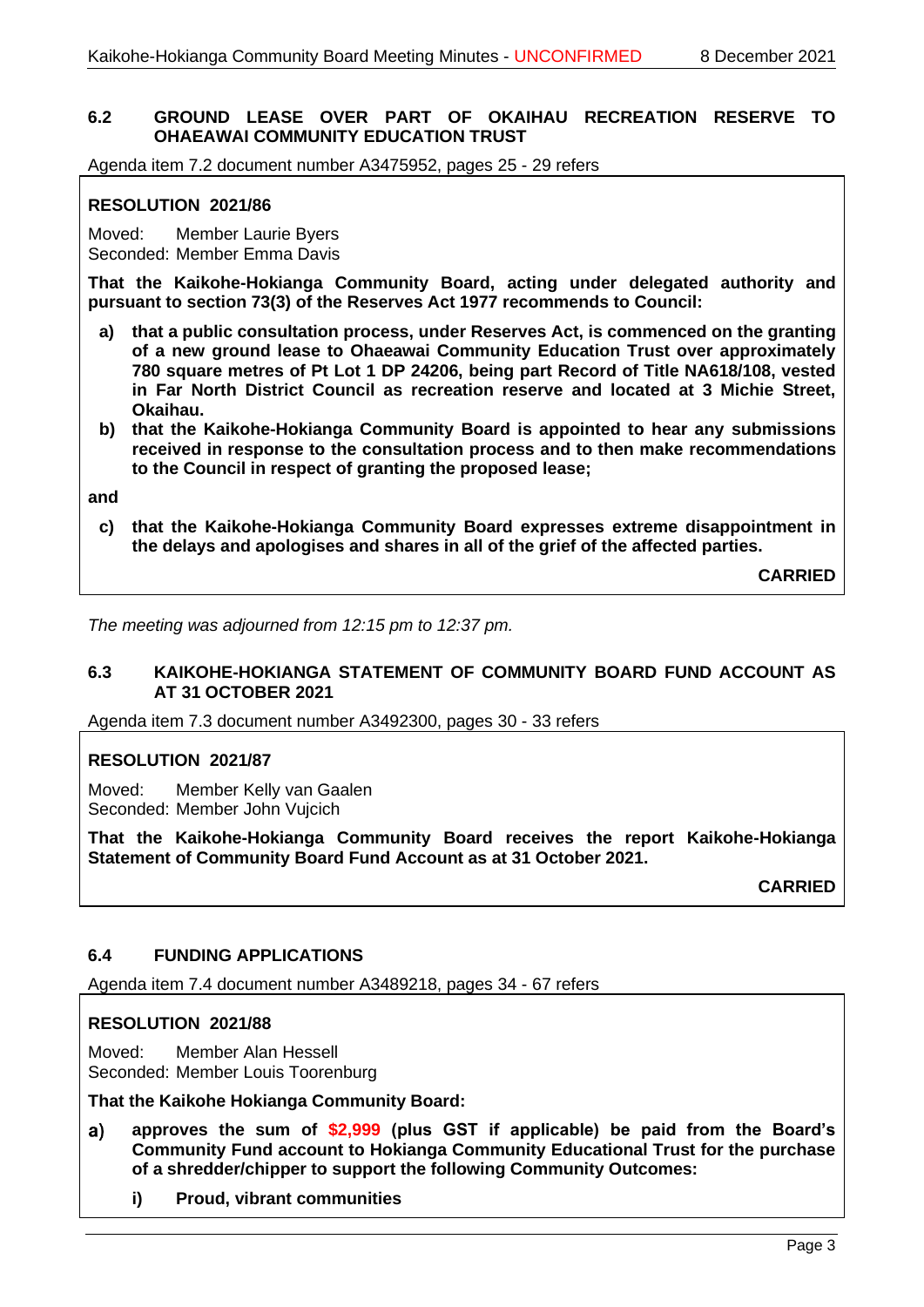### 6.2 GROUND LEASE OVER PART OF OKAIHAU RECREATION RESERVE TO OHAEAWAI COMMUNITY EDUCATION TRUST

Agenda item 7.2 document number A3475952, pages 25 - 29 refers

**RESOLUTION 2021/86**

Moved: Member Laurie Byers
Seconded: Member Emma Davis

**That the Kaikohe-Hokianga Community Board, acting under delegated authority and pursuant to section 73(3) of the Reserves Act 1977 recommends to Council:**

**a) that a public consultation process, under Reserves Act, is commenced on the granting of a new ground lease to Ohaeawai Community Education Trust over approximately 780 square metres of Pt Lot 1 DP 24206, being part Record of Title NA618/108, vested in Far North District Council as recreation reserve and located at 3 Michie Street, Okaihau.**

**b) that the Kaikohe-Hokianga Community Board is appointed to hear any submissions received in response to the consultation process and to then make recommendations to the Council in respect of granting the proposed lease;**

**and**

**c) that the Kaikohe-Hokianga Community Board expresses extreme disappointment in the delays and apologises and shares in all of the grief of the affected parties.**

**CARRIED**

*The meeting was adjourned from 12:15 pm to 12:37 pm.*

### 6.3 KAIKOHE-HOKIANGA STATEMENT OF COMMUNITY BOARD FUND ACCOUNT AS AT 31 OCTOBER 2021

Agenda item 7.3 document number A3492300, pages 30 - 33 refers

**RESOLUTION 2021/87**

Moved: Member Kelly van Gaalen
Seconded: Member John Vujcich

**That the Kaikohe-Hokianga Community Board receives the report Kaikohe-Hokianga Statement of Community Board Fund Account as at 31 October 2021.**

**CARRIED**

### 6.4 FUNDING APPLICATIONS

Agenda item 7.4 document number A3489218, pages 34 - 67 refers

**RESOLUTION 2021/88**

Moved: Member Alan Hessell
Seconded: Member Louis Toorenburg

**That the Kaikohe Hokianga Community Board:**

**a) approves the sum of $2,999 (plus GST if applicable) be paid from the Board's Community Fund account to Hokianga Community Educational Trust for the purchase of a shredder/chipper to support the following Community Outcomes:**

**i) Proud, vibrant communities**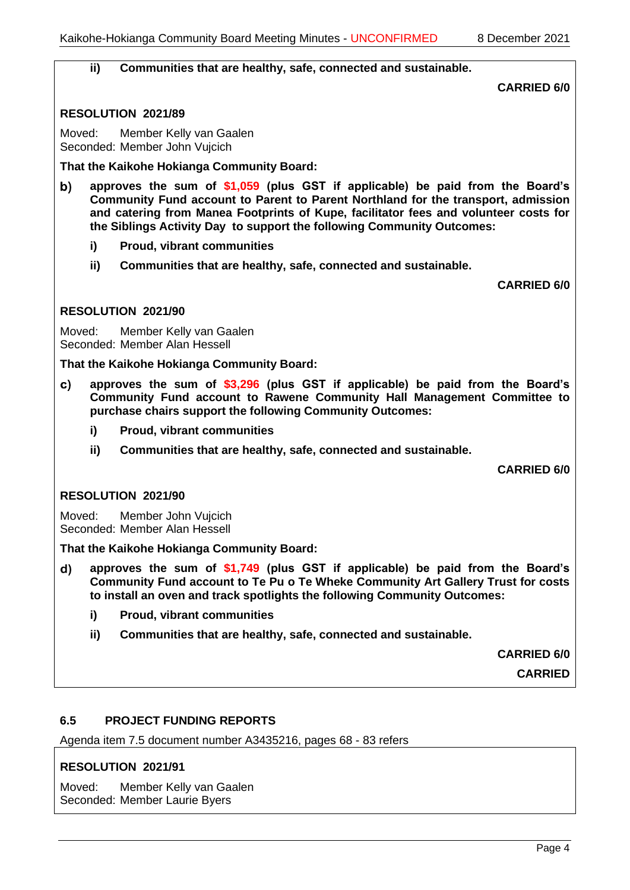**ii) Communities that are healthy, safe, connected and sustainable.**

**CARRIED 6/0**

**RESOLUTION 2021/89**

Moved: Member Kelly van Gaalen
Seconded: Member John Vujcich

**That the Kaikohe Hokianga Community Board:**

b) **approves the sum of $1,059 (plus GST if applicable) be paid from the Board's Community Fund account to Parent to Parent Northland for the transport, admission and catering from Manea Footprints of Kupe, facilitator fees and volunteer costs for the Siblings Activity Day to support the following Community Outcomes:**

   i) **Proud, vibrant communities**

   ii) **Communities that are healthy, safe, connected and sustainable.**

**CARRIED 6/0**

**RESOLUTION 2021/90**

Moved: Member Kelly van Gaalen
Seconded: Member Alan Hessell

**That the Kaikohe Hokianga Community Board:**

c) **approves the sum of $3,296 (plus GST if applicable) be paid from the Board's Community Fund account to Rawene Community Hall Management Committee to purchase chairs support the following Community Outcomes:**

   i) **Proud, vibrant communities**

   ii) **Communities that are healthy, safe, connected and sustainable.**

**CARRIED 6/0**

**RESOLUTION 2021/90**

Moved: Member John Vujcich
Seconded: Member Alan Hessell

**That the Kaikohe Hokianga Community Board:**

d) **approves the sum of $1,749 (plus GST if applicable) be paid from the Board's Community Fund account to Te Pu o Te Wheke Community Art Gallery Trust for costs to install an oven and track spotlights the following Community Outcomes:**

   i) **Proud, vibrant communities**

   ii) **Communities that are healthy, safe, connected and sustainable.**

**CARRIED 6/0**

**CARRIED**

## 6.5 PROJECT FUNDING REPORTS

Agenda item 7.5 document number A3435216, pages 68 - 83 refers

**RESOLUTION 2021/91**

Moved: Member Kelly van Gaalen
Seconded: Member Laurie Byers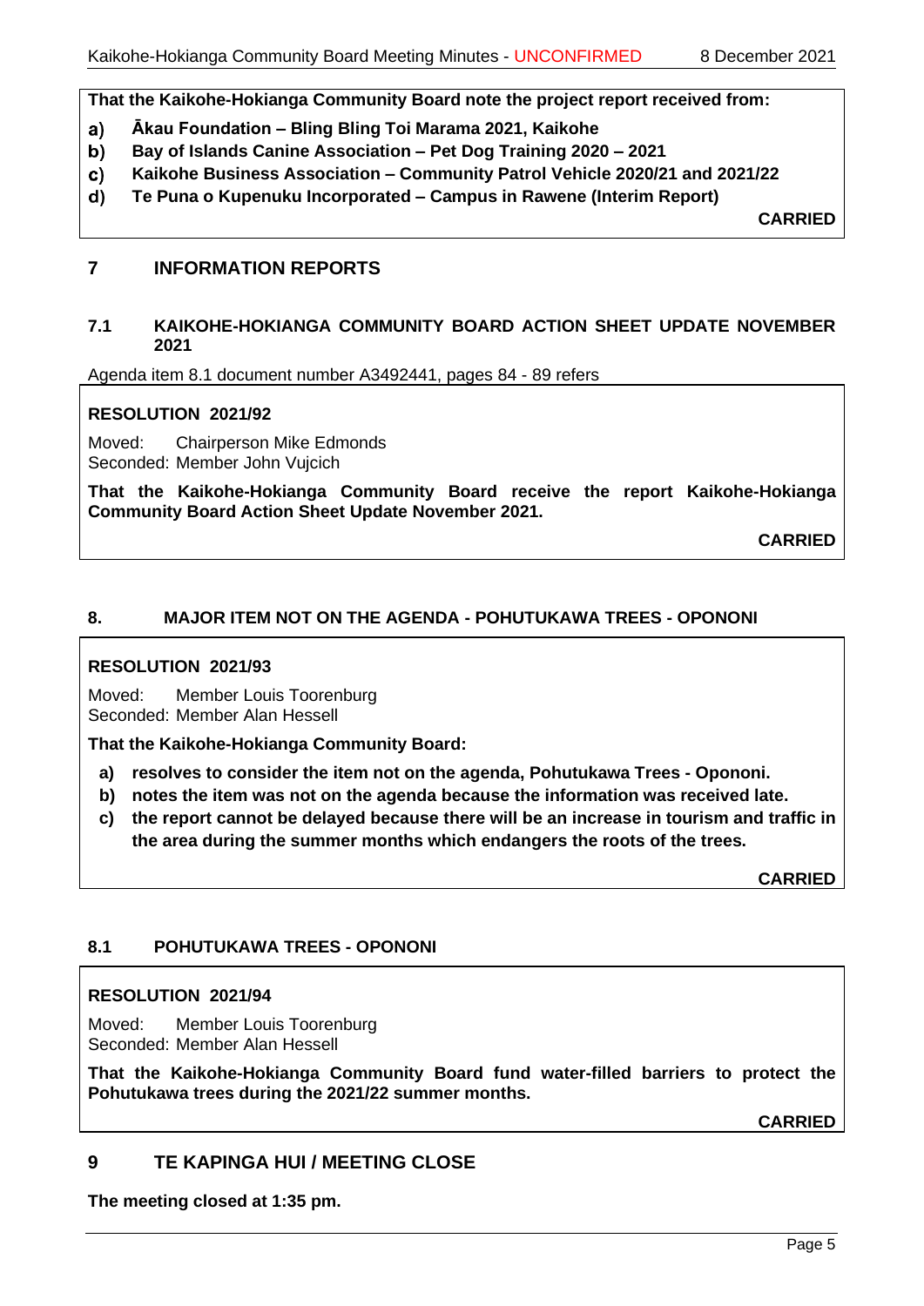**That the Kaikohe-Hokianga Community Board note the project report received from:**

a) **Ākau Foundation – Bling Bling Toi Marama 2021, Kaikohe**
b) **Bay of Islands Canine Association – Pet Dog Training 2020 – 2021**
c) **Kaikohe Business Association – Community Patrol Vehicle 2020/21 and 2021/22**
d) **Te Puna o Kupenuku Incorporated – Campus in Rawene (Interim Report)**

**CARRIED**

## 7 INFORMATION REPORTS

### 7.1 KAIKOHE-HOKIANGA COMMUNITY BOARD ACTION SHEET UPDATE NOVEMBER 2021

Agenda item 8.1 document number A3492441, pages 84 - 89 refers

**RESOLUTION 2021/92**

Moved: Chairperson Mike Edmonds
Seconded: Member John Vujcich

**That the Kaikohe-Hokianga Community Board receive the report Kaikohe-Hokianga Community Board Action Sheet Update November 2021.**

**CARRIED**

## 8. MAJOR ITEM NOT ON THE AGENDA - POHUTUKAWA TREES - OPONONI

**RESOLUTION 2021/93**

Moved: Member Louis Toorenburg
Seconded: Member Alan Hessell

**That the Kaikohe-Hokianga Community Board:**

a) **resolves to consider the item not on the agenda, Pohutukawa Trees - Opononi.**
b) **notes the item was not on the agenda because the information was received late.**
c) **the report cannot be delayed because there will be an increase in tourism and traffic in the area during the summer months which endangers the roots of the trees.**

**CARRIED**

### 8.1 POHUTUKAWA TREES - OPONONI

**RESOLUTION 2021/94**

Moved: Member Louis Toorenburg
Seconded: Member Alan Hessell

**That the Kaikohe-Hokianga Community Board fund water-filled barriers to protect the Pohutukawa trees during the 2021/22 summer months.**

**CARRIED**

## 9 TE KAPINGA HUI / MEETING CLOSE

**The meeting closed at 1:35 pm.**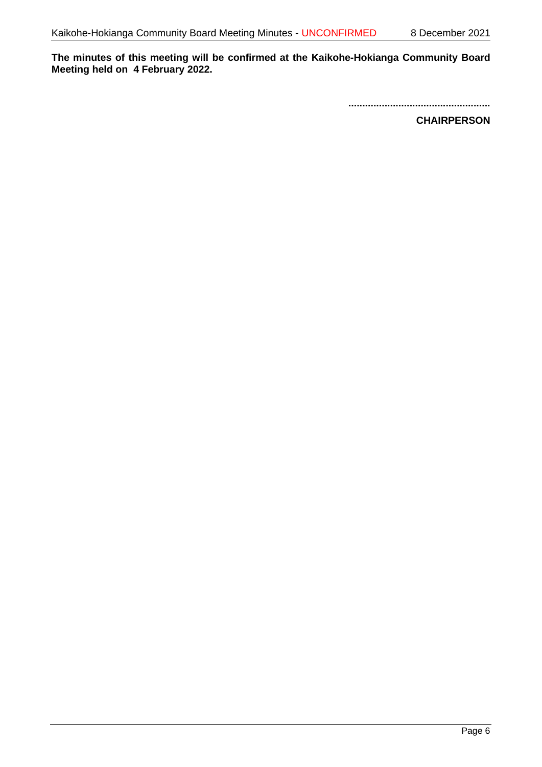**The minutes of this meeting will be confirmed at the Kaikohe-Hokianga Community Board Meeting held on 4 February 2022.**

...................................................

**CHAIRPERSON**